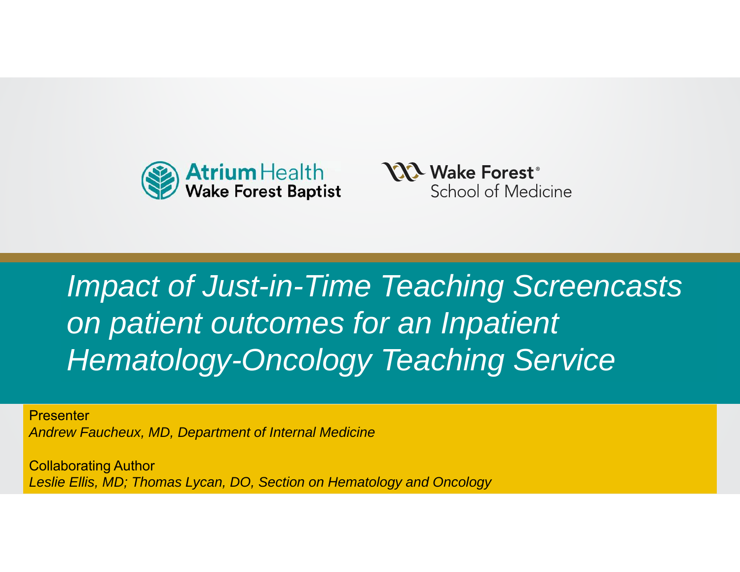Atrium Health Wake Forest Baptist

Wake Forest® School of Medicine

# *Impact of Just-in-Time Teaching Screencasts on patient outcomes for an Inpatient Hematology-Oncology Teaching Service*

Presenter

*Andrew Faucheux, MD, Department of Internal Medicine*

Collaborating Author

*Leslie Ellis, MD; Thomas Lycan, DO, Section on Hematology and Oncology*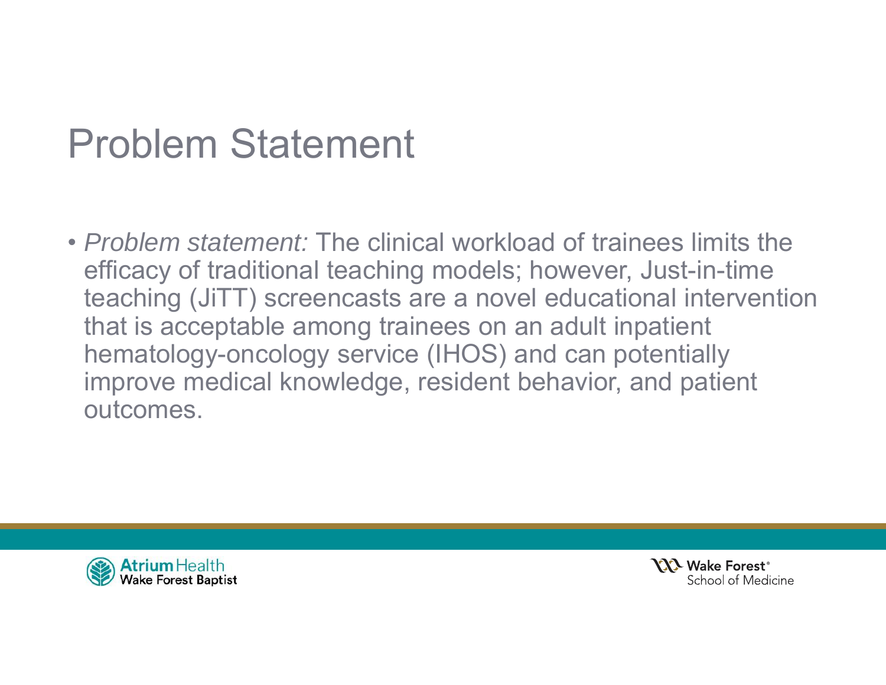# Problem Statement

- *Problem statement:* The clinical workload of trainees limits the efficacy of traditional teaching models; however, Just-in-time teaching (JiTT) screencasts are a novel educational intervention that is acceptable among trainees on an adult inpatient hematology-oncology service (IHOS) and can potentially improve medical knowledge, resident behavior, and patient outcomes.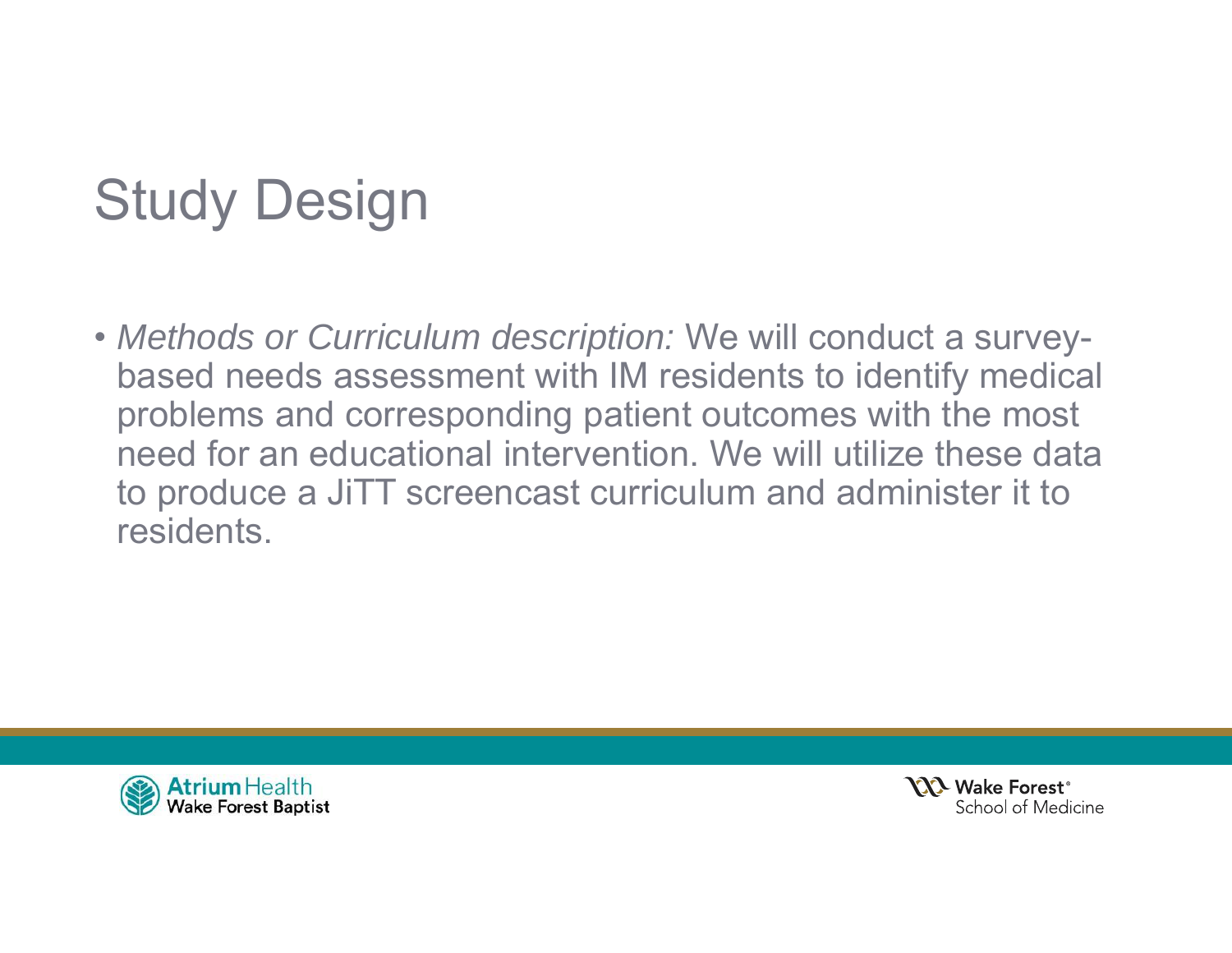# Study Design

- *Methods or Curriculum description:* We will conduct a survey-based needs assessment with IM residents to identify medical problems and corresponding patient outcomes with the most need for an educational intervention. We will utilize these data to produce a JiTT screencast curriculum and administer it to residents.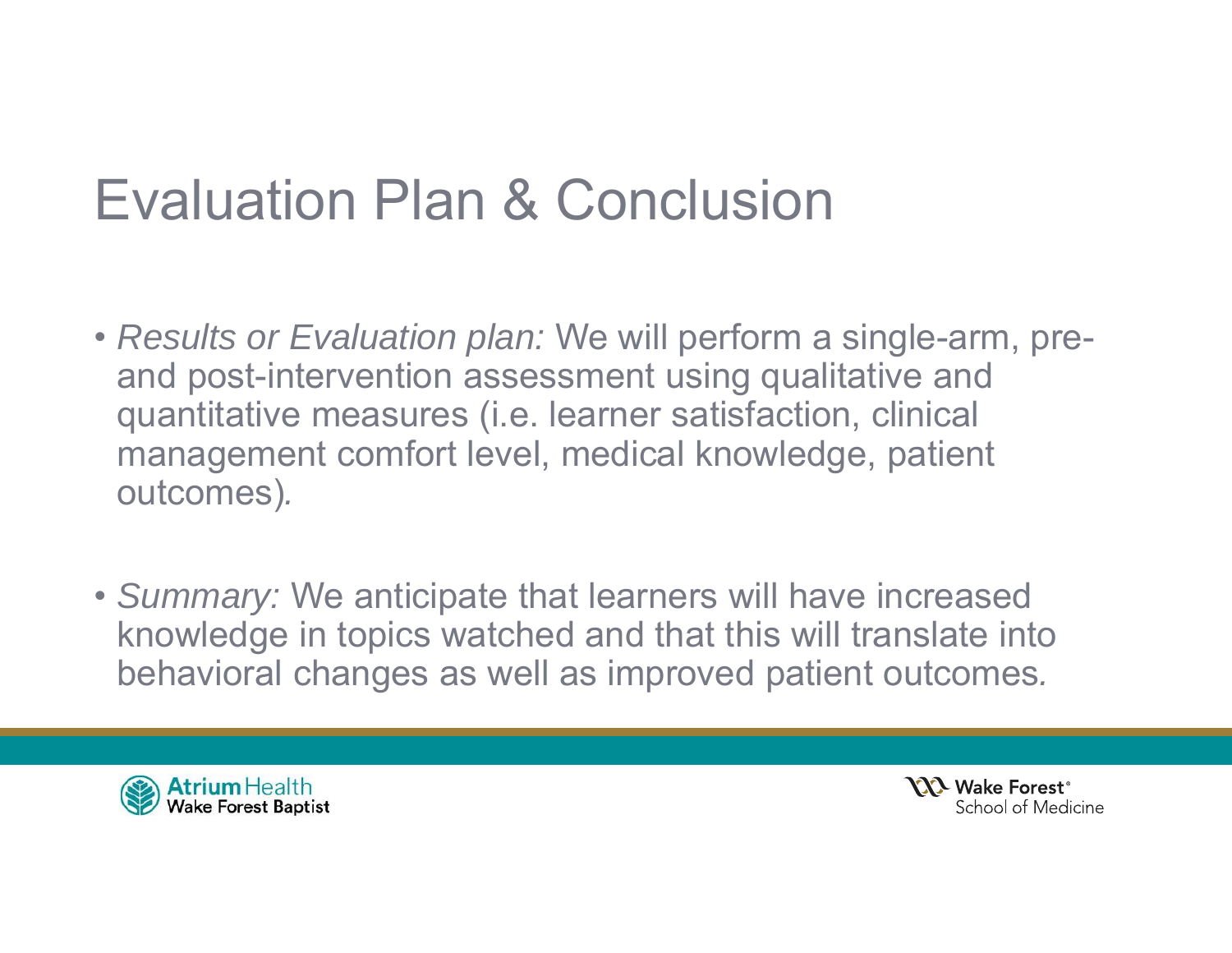# Evaluation Plan & Conclusion

- *Results or Evaluation plan:* We will perform a single-arm, pre- and post-intervention assessment using qualitative and quantitative measures (i.e. learner satisfaction, clinical management comfort level, medical knowledge, patient outcomes).

- *Summary:* We anticipate that learners will have increased knowledge in topics watched and that this will translate into behavioral changes as well as improved patient outcomes.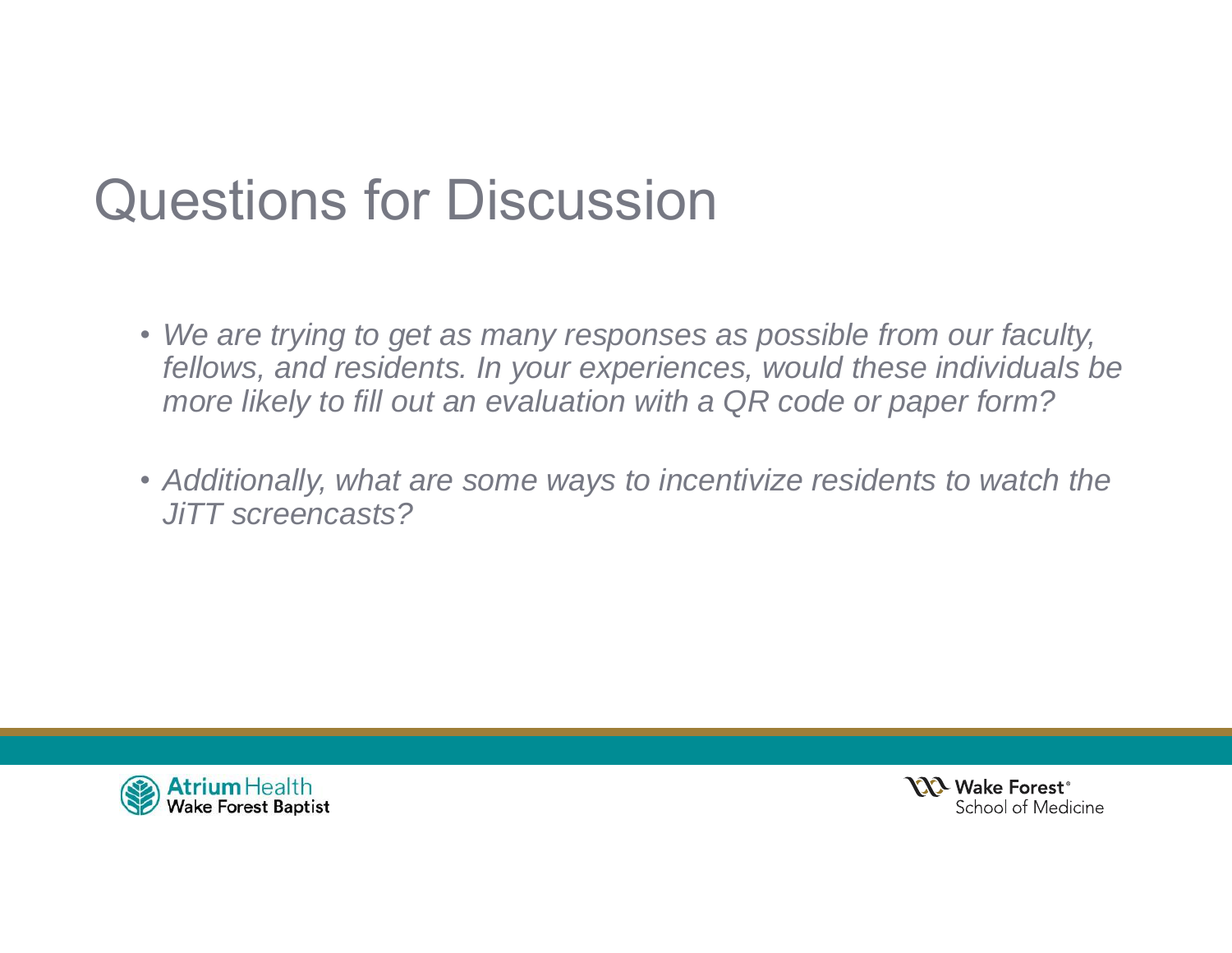# Questions for Discussion

- *We are trying to get as many responses as possible from our faculty, fellows, and residents. In your experiences, would these individuals be more likely to fill out an evaluation with a QR code or paper form?*
- *Additionally, what are some ways to incentivize residents to watch the JiTT screencasts?*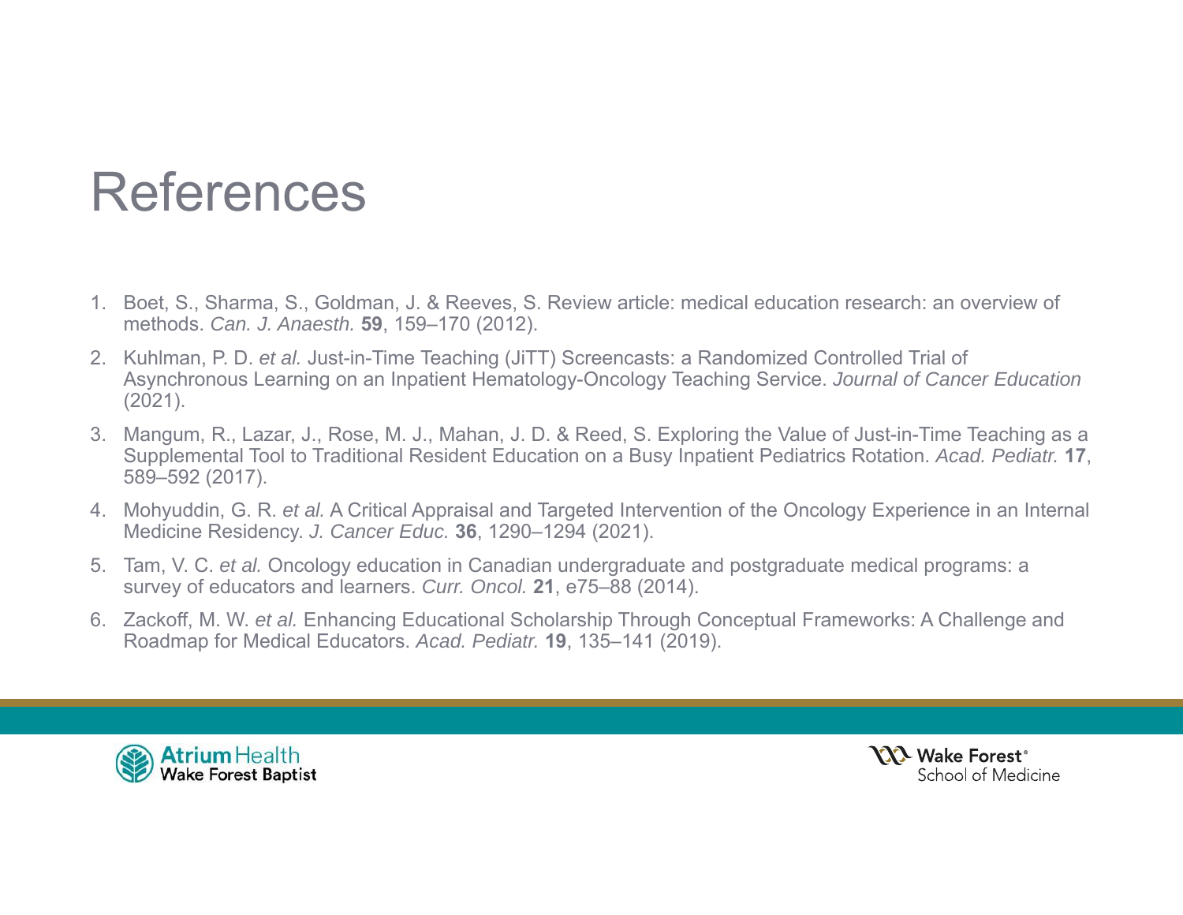# References

1. Boet, S., Sharma, S., Goldman, J. & Reeves, S. Review article: medical education research: an overview of methods. *Can. J. Anaesth.* **59**, 159–170 (2012).
2. Kuhlman, P. D. *et al.* Just-in-Time Teaching (JiTT) Screencasts: a Randomized Controlled Trial of Asynchronous Learning on an Inpatient Hematology-Oncology Teaching Service. *Journal of Cancer Education* (2021).
3. Mangum, R., Lazar, J., Rose, M. J., Mahan, J. D. & Reed, S. Exploring the Value of Just-in-Time Teaching as a Supplemental Tool to Traditional Resident Education on a Busy Inpatient Pediatrics Rotation. *Acad. Pediatr.* **17**, 589–592 (2017).
4. Mohyuddin, G. R. *et al.* A Critical Appraisal and Targeted Intervention of the Oncology Experience in an Internal Medicine Residency. *J. Cancer Educ.* **36**, 1290–1294 (2021).
5. Tam, V. C. *et al.* Oncology education in Canadian undergraduate and postgraduate medical programs: a survey of educators and learners. *Curr. Oncol.* **21**, e75–88 (2014).
6. Zackoff, M. W. *et al.* Enhancing Educational Scholarship Through Conceptual Frameworks: A Challenge and Roadmap for Medical Educators. *Acad. Pediatr.* **19**, 135–141 (2019).